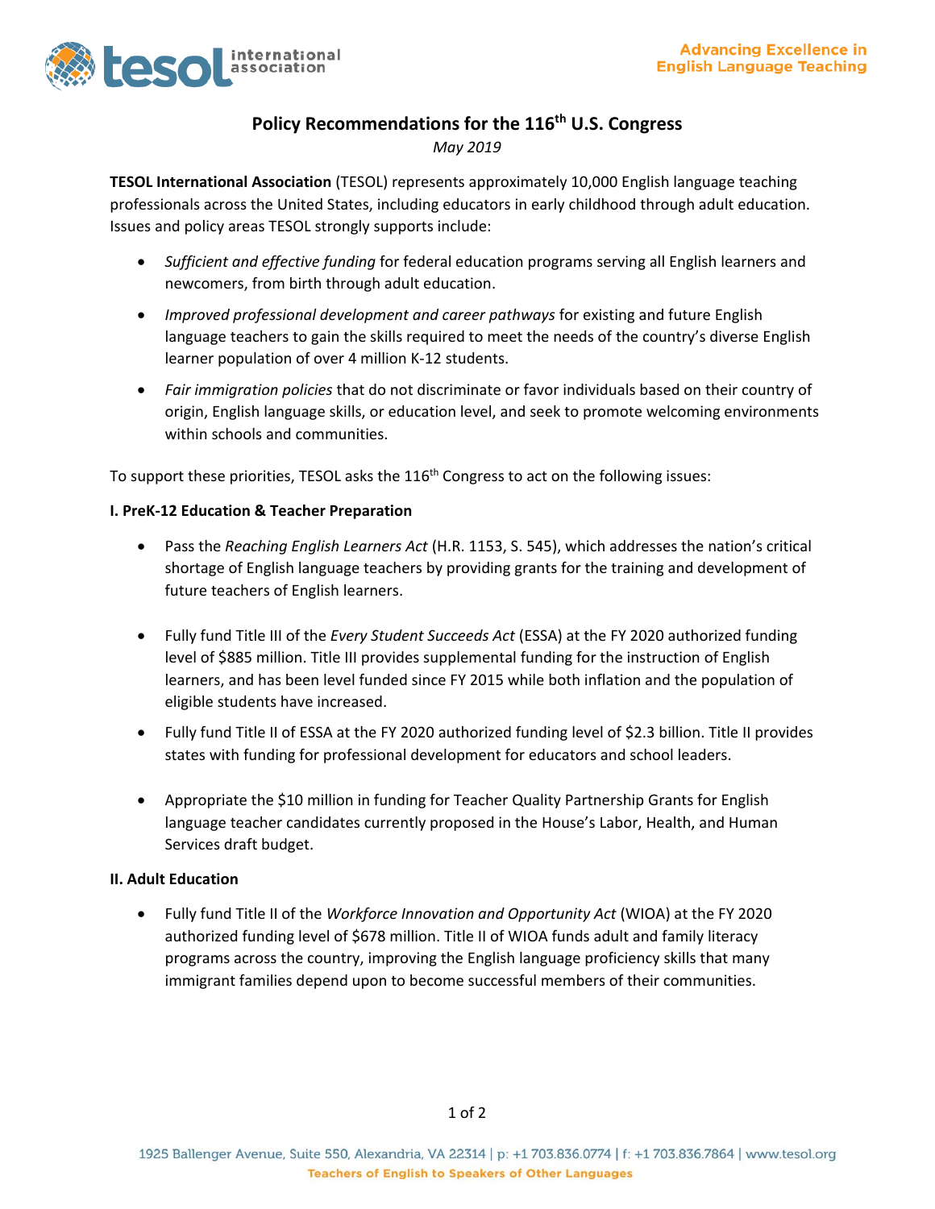# Policy Recommendations for the 116th U.S. Congress

*May 2019*

**TESOL International Association** (TESOL) represents approximately 10,000 English language teaching professionals across the United States, including educators in early childhood through adult education. Issues and policy areas TESOL strongly supports include:

- *Sufficient and effective funding* for federal education programs serving all English learners and newcomers, from birth through adult education.
- *Improved professional development and career pathways* for existing and future English language teachers to gain the skills required to meet the needs of the country's diverse English learner population of over 4 million K-12 students.
- *Fair immigration policies* that do not discriminate or favor individuals based on their country of origin, English language skills, or education level, and seek to promote welcoming environments within schools and communities.

To support these priorities, TESOL asks the 116th Congress to act on the following issues:

**I. PreK-12 Education & Teacher Preparation**

- Pass the *Reaching English Learners Act* (H.R. 1153, S. 545), which addresses the nation's critical shortage of English language teachers by providing grants for the training and development of future teachers of English learners.
- Fully fund Title III of the *Every Student Succeeds Act* (ESSA) at the FY 2020 authorized funding level of $885 million. Title III provides supplemental funding for the instruction of English learners, and has been level funded since FY 2015 while both inflation and the population of eligible students have increased.
- Fully fund Title II of ESSA at the FY 2020 authorized funding level of $2.3 billion. Title II provides states with funding for professional development for educators and school leaders.
- Appropriate the $10 million in funding for Teacher Quality Partnership Grants for English language teacher candidates currently proposed in the House's Labor, Health, and Human Services draft budget.

**II. Adult Education**

- Fully fund Title II of the *Workforce Innovation and Opportunity Act* (WIOA) at the FY 2020 authorized funding level of $678 million. Title II of WIOA funds adult and family literacy programs across the country, improving the English language proficiency skills that many immigrant families depend upon to become successful members of their communities.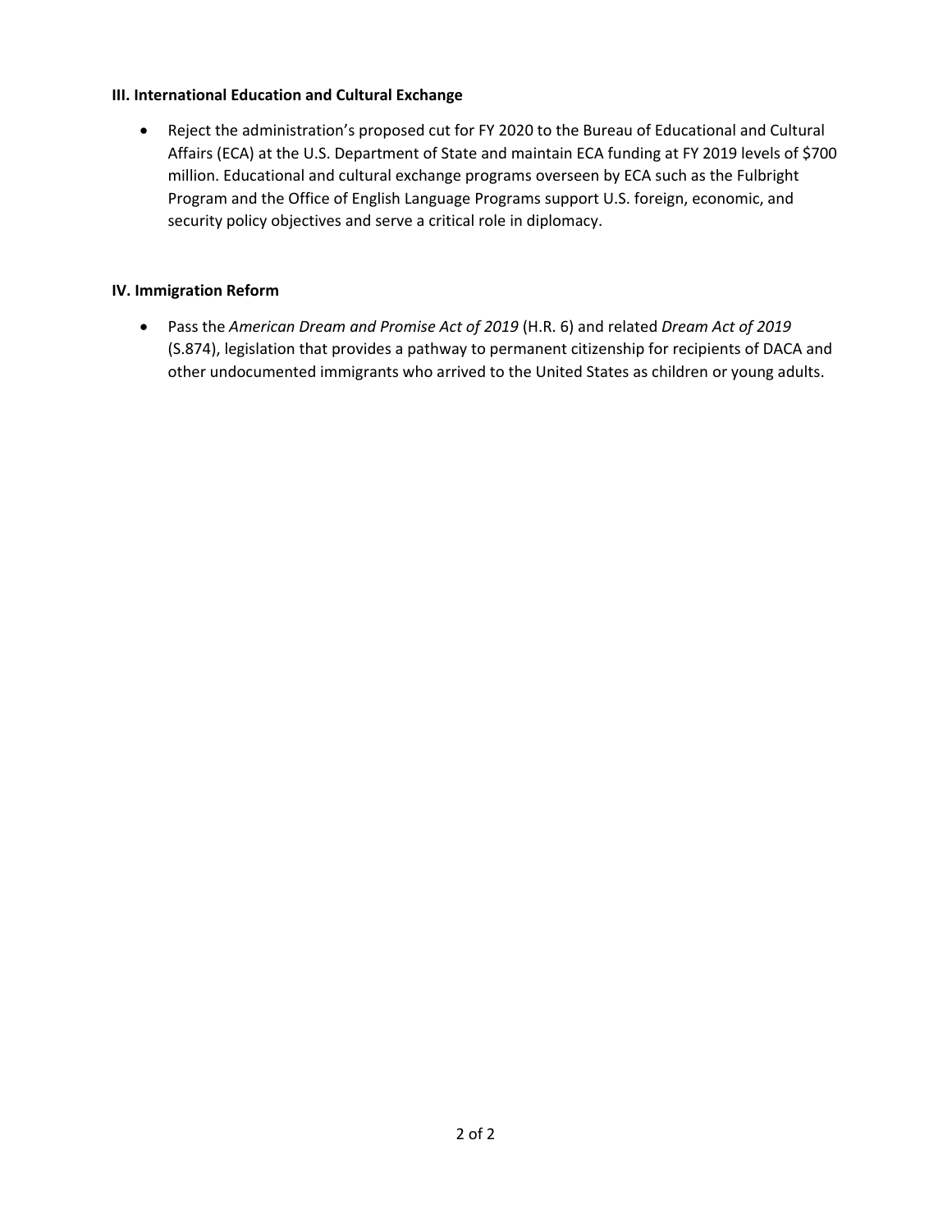**III. International Education and Cultural Exchange**

- Reject the administration's proposed cut for FY 2020 to the Bureau of Educational and Cultural Affairs (ECA) at the U.S. Department of State and maintain ECA funding at FY 2019 levels of $700 million. Educational and cultural exchange programs overseen by ECA such as the Fulbright Program and the Office of English Language Programs support U.S. foreign, economic, and security policy objectives and serve a critical role in diplomacy.

**IV. Immigration Reform**

- Pass the *American Dream and Promise Act of 2019* (H.R. 6) and related *Dream Act of 2019* (S.874), legislation that provides a pathway to permanent citizenship for recipients of DACA and other undocumented immigrants who arrived to the United States as children or young adults.